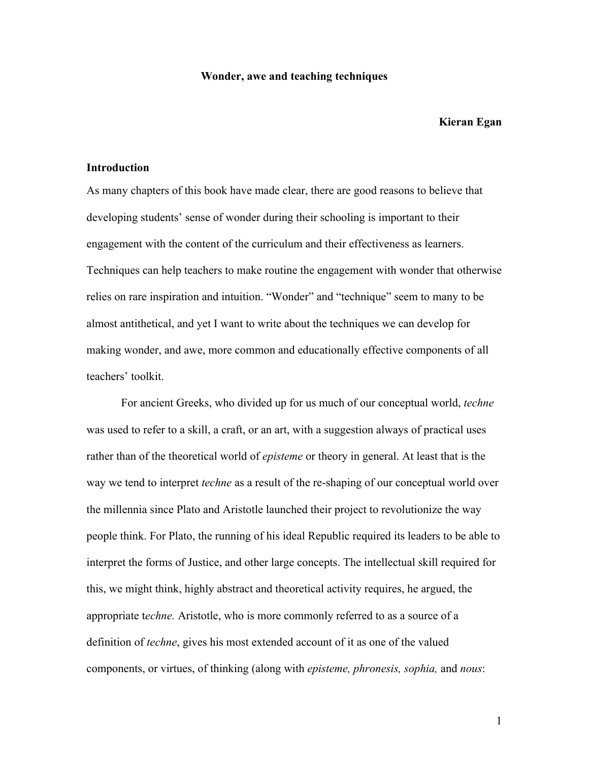# Wonder, awe and teaching techniques

**Kieran Egan**

## Introduction

As many chapters of this book have made clear, there are good reasons to believe that developing students' sense of wonder during their schooling is important to their engagement with the content of the curriculum and their effectiveness as learners. Techniques can help teachers to make routine the engagement with wonder that otherwise relies on rare inspiration and intuition. "Wonder" and "technique" seem to many to be almost antithetical, and yet I want to write about the techniques we can develop for making wonder, and awe, more common and educationally effective components of all teachers' toolkit.

For ancient Greeks, who divided up for us much of our conceptual world, *techne* was used to refer to a skill, a craft, or an art, with a suggestion always of practical uses rather than of the theoretical world of *episteme* or theory in general. At least that is the way we tend to interpret *techne* as a result of the re-shaping of our conceptual world over the millennia since Plato and Aristotle launched their project to revolutionize the way people think. For Plato, the running of his ideal Republic required its leaders to be able to interpret the forms of Justice, and other large concepts. The intellectual skill required for this, we might think, highly abstract and theoretical activity requires, he argued, the appropriate t*echne.* Aristotle, who is more commonly referred to as a source of a definition of *techne*, gives his most extended account of it as one of the valued components, or virtues, of thinking (along with *episteme, phronesis, sophia,* and *nous*: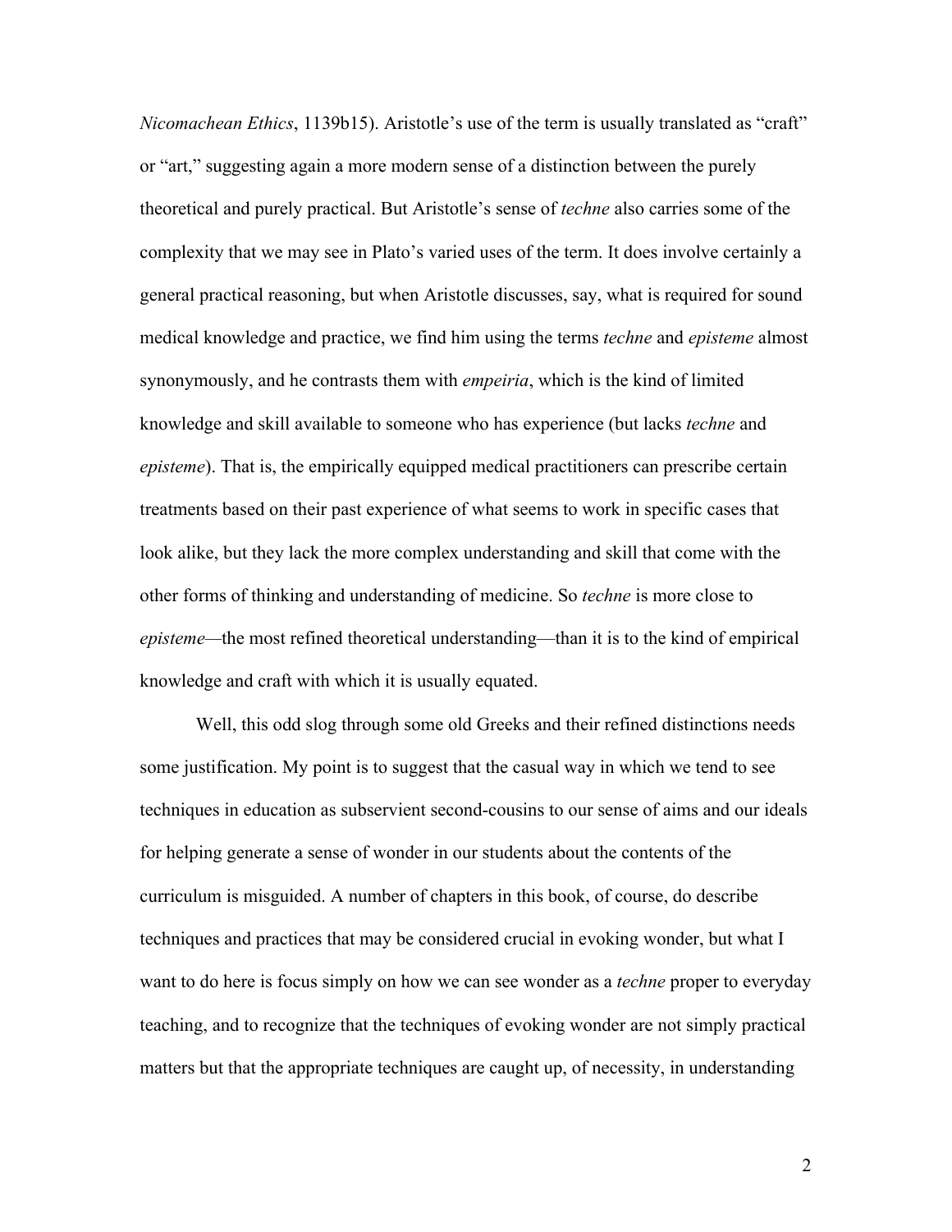*Nicomachean Ethics*, 1139b15). Aristotle's use of the term is usually translated as "craft" or "art," suggesting again a more modern sense of a distinction between the purely theoretical and purely practical. But Aristotle's sense of *techne* also carries some of the complexity that we may see in Plato's varied uses of the term. It does involve certainly a general practical reasoning, but when Aristotle discusses, say, what is required for sound medical knowledge and practice, we find him using the terms *techne* and *episteme* almost synonymously, and he contrasts them with *empeiria*, which is the kind of limited knowledge and skill available to someone who has experience (but lacks *techne* and *episteme*). That is, the empirically equipped medical practitioners can prescribe certain treatments based on their past experience of what seems to work in specific cases that look alike, but they lack the more complex understanding and skill that come with the other forms of thinking and understanding of medicine. So *techne* is more close to *episteme*—the most refined theoretical understanding—than it is to the kind of empirical knowledge and craft with which it is usually equated.

Well, this odd slog through some old Greeks and their refined distinctions needs some justification. My point is to suggest that the casual way in which we tend to see techniques in education as subservient second-cousins to our sense of aims and our ideals for helping generate a sense of wonder in our students about the contents of the curriculum is misguided. A number of chapters in this book, of course, do describe techniques and practices that may be considered crucial in evoking wonder, but what I want to do here is focus simply on how we can see wonder as a *techne* proper to everyday teaching, and to recognize that the techniques of evoking wonder are not simply practical matters but that the appropriate techniques are caught up, of necessity, in understanding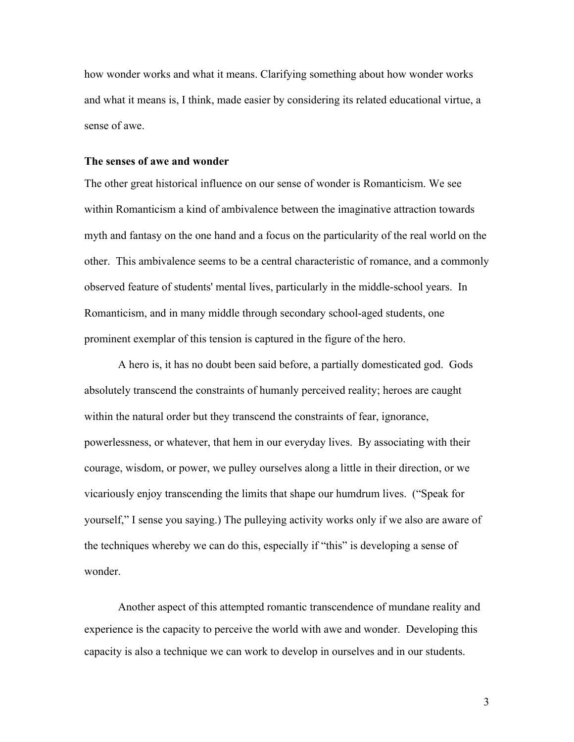how wonder works and what it means. Clarifying something about how wonder works and what it means is, I think, made easier by considering its related educational virtue, a sense of awe.

**The senses of awe and wonder**

The other great historical influence on our sense of wonder is Romanticism. We see within Romanticism a kind of ambivalence between the imaginative attraction towards myth and fantasy on the one hand and a focus on the particularity of the real world on the other. This ambivalence seems to be a central characteristic of romance, and a commonly observed feature of students' mental lives, particularly in the middle-school years. In Romanticism, and in many middle through secondary school-aged students, one prominent exemplar of this tension is captured in the figure of the hero.

A hero is, it has no doubt been said before, a partially domesticated god. Gods absolutely transcend the constraints of humanly perceived reality; heroes are caught within the natural order but they transcend the constraints of fear, ignorance, powerlessness, or whatever, that hem in our everyday lives. By associating with their courage, wisdom, or power, we pulley ourselves along a little in their direction, or we vicariously enjoy transcending the limits that shape our humdrum lives. ("Speak for yourself," I sense you saying.) The pulleying activity works only if we also are aware of the techniques whereby we can do this, especially if "this" is developing a sense of wonder.

Another aspect of this attempted romantic transcendence of mundane reality and experience is the capacity to perceive the world with awe and wonder. Developing this capacity is also a technique we can work to develop in ourselves and in our students.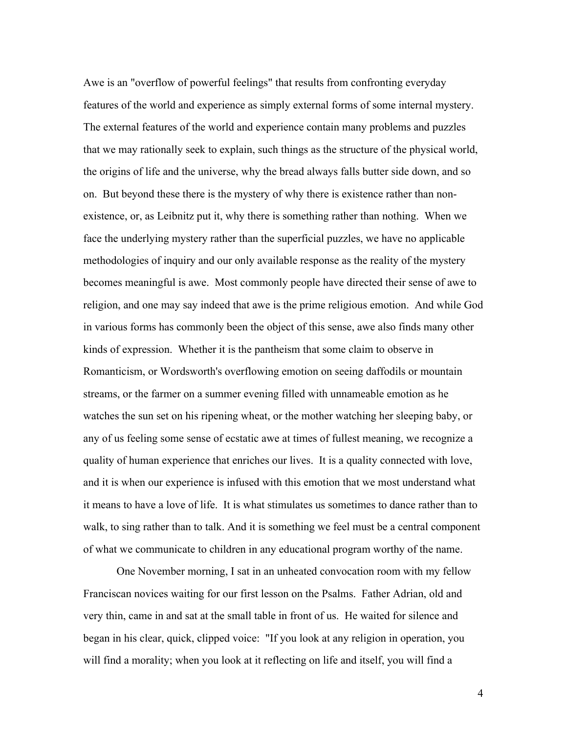Awe is an "overflow of powerful feelings" that results from confronting everyday features of the world and experience as simply external forms of some internal mystery. The external features of the world and experience contain many problems and puzzles that we may rationally seek to explain, such things as the structure of the physical world, the origins of life and the universe, why the bread always falls butter side down, and so on. But beyond these there is the mystery of why there is existence rather than non-existence, or, as Leibnitz put it, why there is something rather than nothing. When we face the underlying mystery rather than the superficial puzzles, we have no applicable methodologies of inquiry and our only available response as the reality of the mystery becomes meaningful is awe. Most commonly people have directed their sense of awe to religion, and one may say indeed that awe is the prime religious emotion. And while God in various forms has commonly been the object of this sense, awe also finds many other kinds of expression. Whether it is the pantheism that some claim to observe in Romanticism, or Wordsworth's overflowing emotion on seeing daffodils or mountain streams, or the farmer on a summer evening filled with unnameable emotion as he watches the sun set on his ripening wheat, or the mother watching her sleeping baby, or any of us feeling some sense of ecstatic awe at times of fullest meaning, we recognize a quality of human experience that enriches our lives. It is a quality connected with love, and it is when our experience is infused with this emotion that we most understand what it means to have a love of life. It is what stimulates us sometimes to dance rather than to walk, to sing rather than to talk. And it is something we feel must be a central component of what we communicate to children in any educational program worthy of the name.

One November morning, I sat in an unheated convocation room with my fellow Franciscan novices waiting for our first lesson on the Psalms. Father Adrian, old and very thin, came in and sat at the small table in front of us. He waited for silence and began in his clear, quick, clipped voice: "If you look at any religion in operation, you will find a morality; when you look at it reflecting on life and itself, you will find a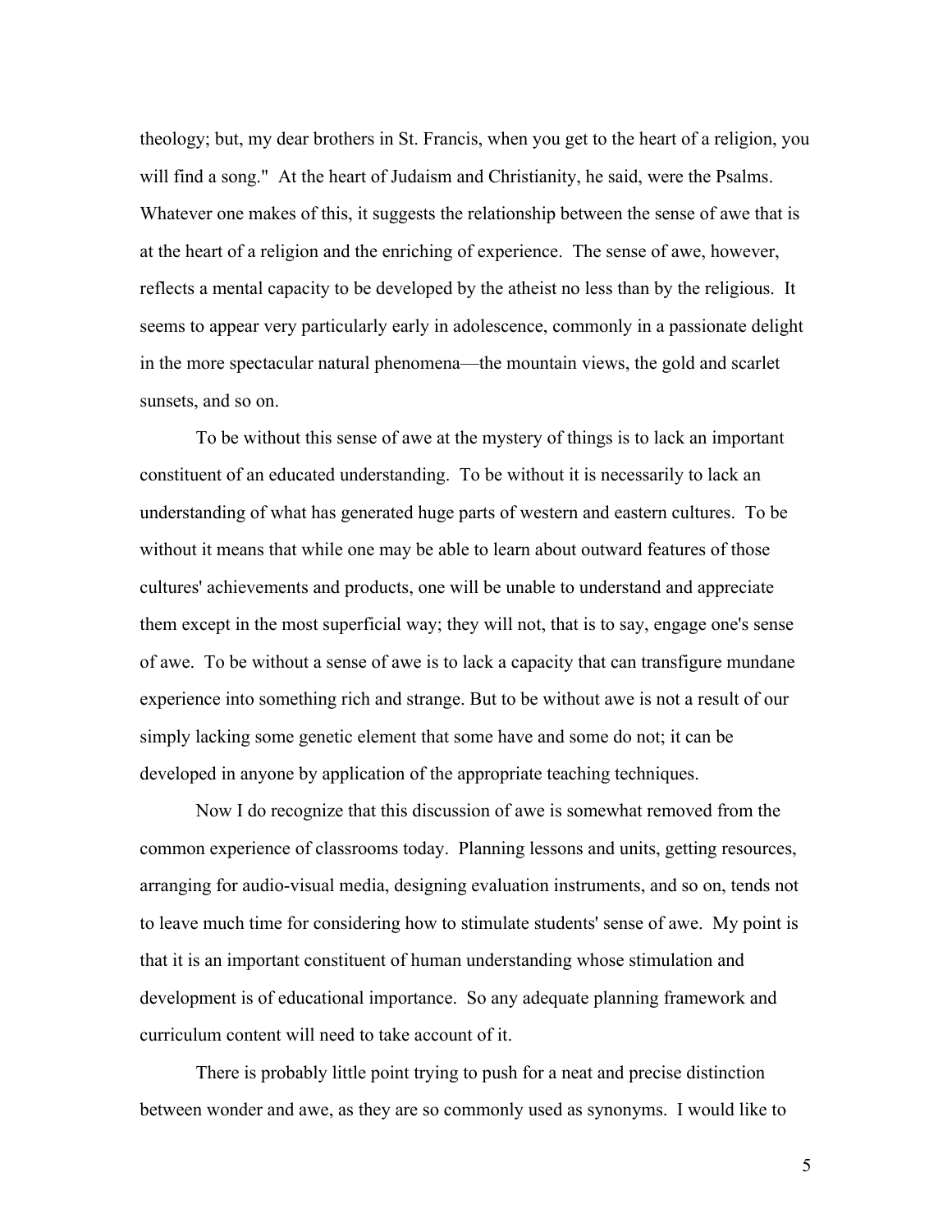theology; but, my dear brothers in St. Francis, when you get to the heart of a religion, you will find a song." At the heart of Judaism and Christianity, he said, were the Psalms. Whatever one makes of this, it suggests the relationship between the sense of awe that is at the heart of a religion and the enriching of experience. The sense of awe, however, reflects a mental capacity to be developed by the atheist no less than by the religious. It seems to appear very particularly early in adolescence, commonly in a passionate delight in the more spectacular natural phenomena—the mountain views, the gold and scarlet sunsets, and so on.

To be without this sense of awe at the mystery of things is to lack an important constituent of an educated understanding. To be without it is necessarily to lack an understanding of what has generated huge parts of western and eastern cultures. To be without it means that while one may be able to learn about outward features of those cultures' achievements and products, one will be unable to understand and appreciate them except in the most superficial way; they will not, that is to say, engage one's sense of awe. To be without a sense of awe is to lack a capacity that can transfigure mundane experience into something rich and strange. But to be without awe is not a result of our simply lacking some genetic element that some have and some do not; it can be developed in anyone by application of the appropriate teaching techniques.

Now I do recognize that this discussion of awe is somewhat removed from the common experience of classrooms today. Planning lessons and units, getting resources, arranging for audio-visual media, designing evaluation instruments, and so on, tends not to leave much time for considering how to stimulate students' sense of awe. My point is that it is an important constituent of human understanding whose stimulation and development is of educational importance. So any adequate planning framework and curriculum content will need to take account of it.

There is probably little point trying to push for a neat and precise distinction between wonder and awe, as they are so commonly used as synonyms. I would like to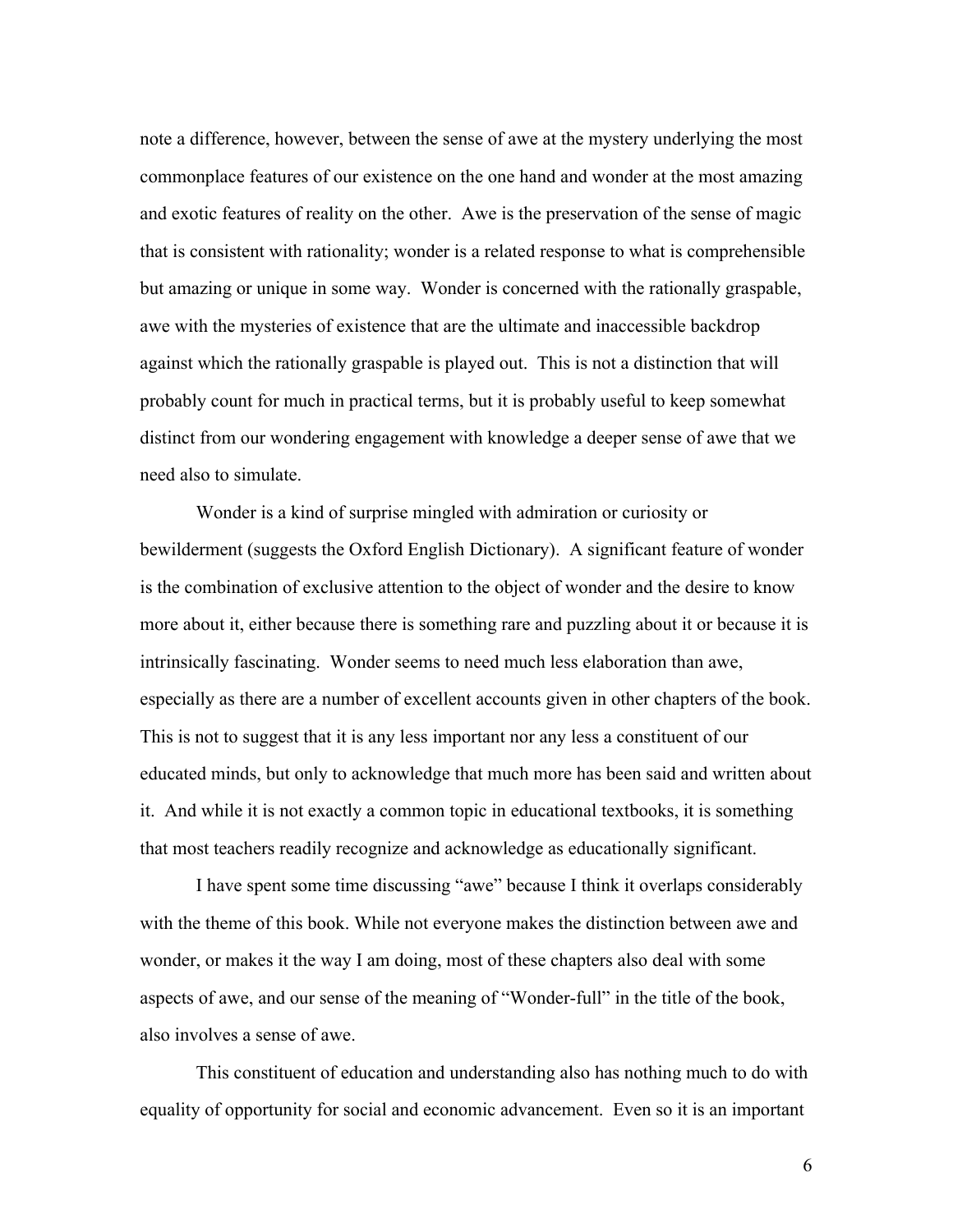note a difference, however, between the sense of awe at the mystery underlying the most commonplace features of our existence on the one hand and wonder at the most amazing and exotic features of reality on the other. Awe is the preservation of the sense of magic that is consistent with rationality; wonder is a related response to what is comprehensible but amazing or unique in some way. Wonder is concerned with the rationally graspable, awe with the mysteries of existence that are the ultimate and inaccessible backdrop against which the rationally graspable is played out. This is not a distinction that will probably count for much in practical terms, but it is probably useful to keep somewhat distinct from our wondering engagement with knowledge a deeper sense of awe that we need also to simulate.

Wonder is a kind of surprise mingled with admiration or curiosity or bewilderment (suggests the Oxford English Dictionary). A significant feature of wonder is the combination of exclusive attention to the object of wonder and the desire to know more about it, either because there is something rare and puzzling about it or because it is intrinsically fascinating. Wonder seems to need much less elaboration than awe, especially as there are a number of excellent accounts given in other chapters of the book. This is not to suggest that it is any less important nor any less a constituent of our educated minds, but only to acknowledge that much more has been said and written about it. And while it is not exactly a common topic in educational textbooks, it is something that most teachers readily recognize and acknowledge as educationally significant.

I have spent some time discussing "awe" because I think it overlaps considerably with the theme of this book. While not everyone makes the distinction between awe and wonder, or makes it the way I am doing, most of these chapters also deal with some aspects of awe, and our sense of the meaning of "Wonder-full" in the title of the book, also involves a sense of awe.

This constituent of education and understanding also has nothing much to do with equality of opportunity for social and economic advancement. Even so it is an important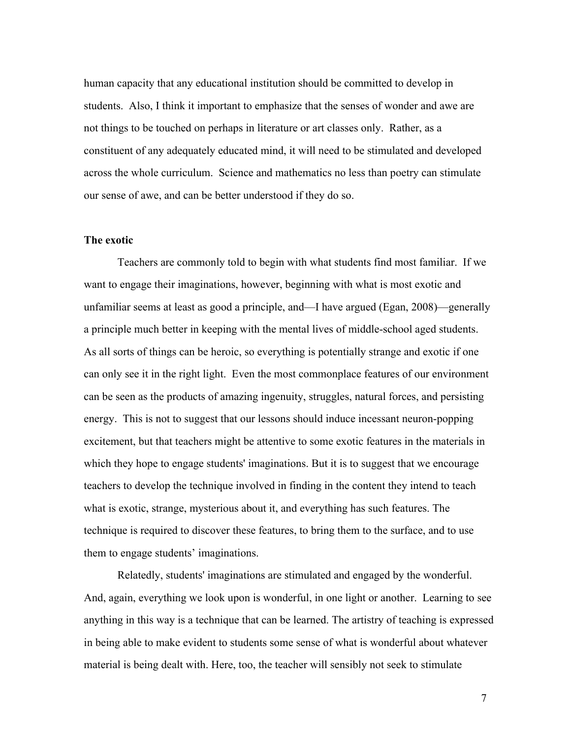human capacity that any educational institution should be committed to develop in students. Also, I think it important to emphasize that the senses of wonder and awe are not things to be touched on perhaps in literature or art classes only. Rather, as a constituent of any adequately educated mind, it will need to be stimulated and developed across the whole curriculum. Science and mathematics no less than poetry can stimulate our sense of awe, and can be better understood if they do so.

**The exotic**

Teachers are commonly told to begin with what students find most familiar. If we want to engage their imaginations, however, beginning with what is most exotic and unfamiliar seems at least as good a principle, and—I have argued (Egan, 2008)—generally a principle much better in keeping with the mental lives of middle-school aged students. As all sorts of things can be heroic, so everything is potentially strange and exotic if one can only see it in the right light. Even the most commonplace features of our environment can be seen as the products of amazing ingenuity, struggles, natural forces, and persisting energy. This is not to suggest that our lessons should induce incessant neuron-popping excitement, but that teachers might be attentive to some exotic features in the materials in which they hope to engage students' imaginations. But it is to suggest that we encourage teachers to develop the technique involved in finding in the content they intend to teach what is exotic, strange, mysterious about it, and everything has such features. The technique is required to discover these features, to bring them to the surface, and to use them to engage students' imaginations.

Relatedly, students' imaginations are stimulated and engaged by the wonderful. And, again, everything we look upon is wonderful, in one light or another. Learning to see anything in this way is a technique that can be learned. The artistry of teaching is expressed in being able to make evident to students some sense of what is wonderful about whatever material is being dealt with. Here, too, the teacher will sensibly not seek to stimulate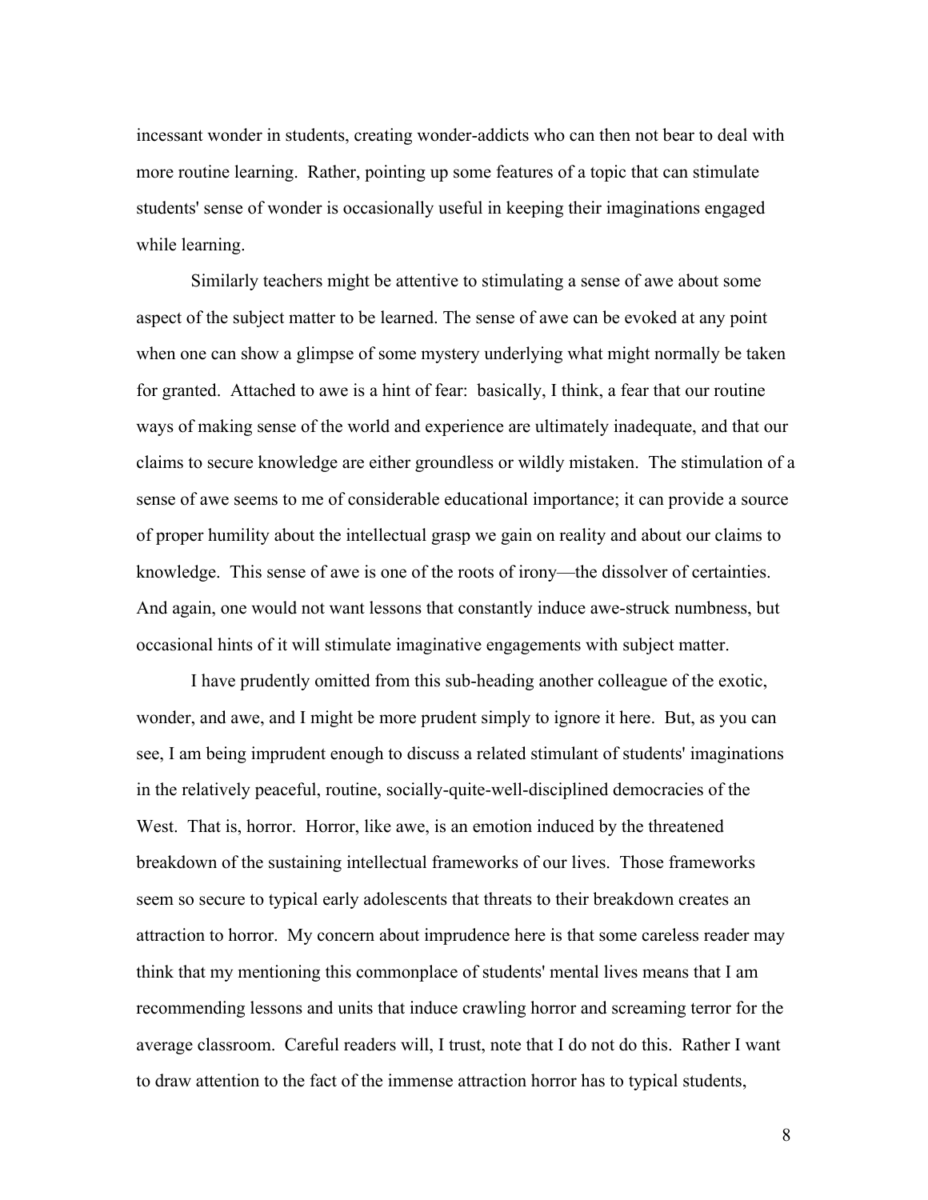incessant wonder in students, creating wonder-addicts who can then not bear to deal with more routine learning. Rather, pointing up some features of a topic that can stimulate students' sense of wonder is occasionally useful in keeping their imaginations engaged while learning.

Similarly teachers might be attentive to stimulating a sense of awe about some aspect of the subject matter to be learned. The sense of awe can be evoked at any point when one can show a glimpse of some mystery underlying what might normally be taken for granted. Attached to awe is a hint of fear: basically, I think, a fear that our routine ways of making sense of the world and experience are ultimately inadequate, and that our claims to secure knowledge are either groundless or wildly mistaken. The stimulation of a sense of awe seems to me of considerable educational importance; it can provide a source of proper humility about the intellectual grasp we gain on reality and about our claims to knowledge. This sense of awe is one of the roots of irony—the dissolver of certainties. And again, one would not want lessons that constantly induce awe-struck numbness, but occasional hints of it will stimulate imaginative engagements with subject matter.

I have prudently omitted from this sub-heading another colleague of the exotic, wonder, and awe, and I might be more prudent simply to ignore it here. But, as you can see, I am being imprudent enough to discuss a related stimulant of students' imaginations in the relatively peaceful, routine, socially-quite-well-disciplined democracies of the West. That is, horror. Horror, like awe, is an emotion induced by the threatened breakdown of the sustaining intellectual frameworks of our lives. Those frameworks seem so secure to typical early adolescents that threats to their breakdown creates an attraction to horror. My concern about imprudence here is that some careless reader may think that my mentioning this commonplace of students' mental lives means that I am recommending lessons and units that induce crawling horror and screaming terror for the average classroom. Careful readers will, I trust, note that I do not do this. Rather I want to draw attention to the fact of the immense attraction horror has to typical students,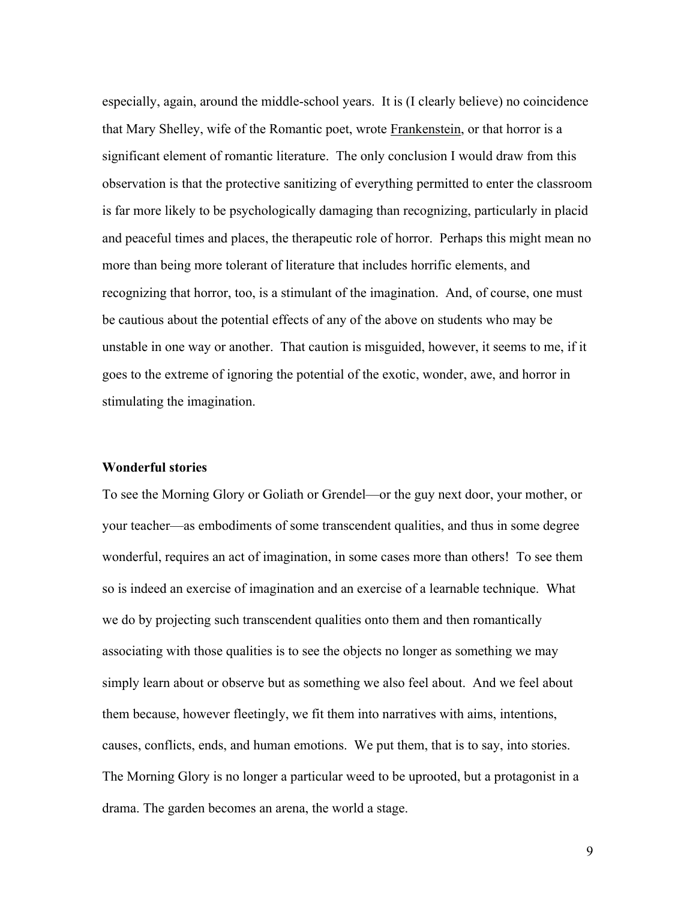especially, again, around the middle-school years. It is (I clearly believe) no coincidence that Mary Shelley, wife of the Romantic poet, wrote Frankenstein, or that horror is a significant element of romantic literature. The only conclusion I would draw from this observation is that the protective sanitizing of everything permitted to enter the classroom is far more likely to be psychologically damaging than recognizing, particularly in placid and peaceful times and places, the therapeutic role of horror. Perhaps this might mean no more than being more tolerant of literature that includes horrific elements, and recognizing that horror, too, is a stimulant of the imagination. And, of course, one must be cautious about the potential effects of any of the above on students who may be unstable in one way or another. That caution is misguided, however, it seems to me, if it goes to the extreme of ignoring the potential of the exotic, wonder, awe, and horror in stimulating the imagination.

**Wonderful stories**

To see the Morning Glory or Goliath or Grendel—or the guy next door, your mother, or your teacher—as embodiments of some transcendent qualities, and thus in some degree wonderful, requires an act of imagination, in some cases more than others! To see them so is indeed an exercise of imagination and an exercise of a learnable technique. What we do by projecting such transcendent qualities onto them and then romantically associating with those qualities is to see the objects no longer as something we may simply learn about or observe but as something we also feel about. And we feel about them because, however fleetingly, we fit them into narratives with aims, intentions, causes, conflicts, ends, and human emotions. We put them, that is to say, into stories. The Morning Glory is no longer a particular weed to be uprooted, but a protagonist in a drama. The garden becomes an arena, the world a stage.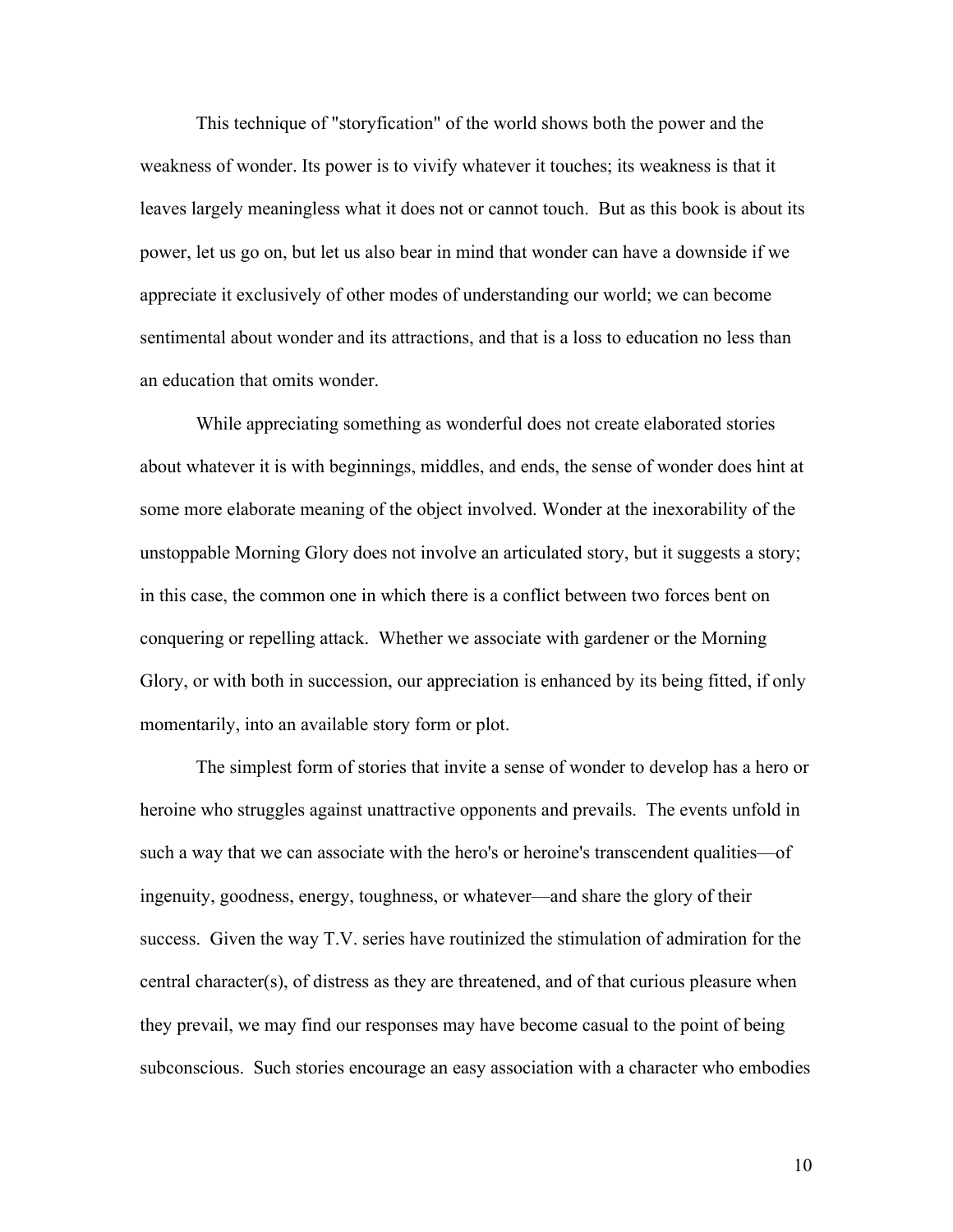This technique of "storyfication" of the world shows both the power and the weakness of wonder. Its power is to vivify whatever it touches; its weakness is that it leaves largely meaningless what it does not or cannot touch.  But as this book is about its power, let us go on, but let us also bear in mind that wonder can have a downside if we appreciate it exclusively of other modes of understanding our world; we can become sentimental about wonder and its attractions, and that is a loss to education no less than an education that omits wonder.

While appreciating something as wonderful does not create elaborated stories about whatever it is with beginnings, middles, and ends, the sense of wonder does hint at some more elaborate meaning of the object involved. Wonder at the inexorability of the unstoppable Morning Glory does not involve an articulated story, but it suggests a story; in this case, the common one in which there is a conflict between two forces bent on conquering or repelling attack.  Whether we associate with gardener or the Morning Glory, or with both in succession, our appreciation is enhanced by its being fitted, if only momentarily, into an available story form or plot.

The simplest form of stories that invite a sense of wonder to develop has a hero or heroine who struggles against unattractive opponents and prevails.  The events unfold in such a way that we can associate with the hero's or heroine's transcendent qualities—of ingenuity, goodness, energy, toughness, or whatever—and share the glory of their success.  Given the way T.V. series have routinized the stimulation of admiration for the central character(s), of distress as they are threatened, and of that curious pleasure when they prevail, we may find our responses may have become casual to the point of being subconscious.  Such stories encourage an easy association with a character who embodies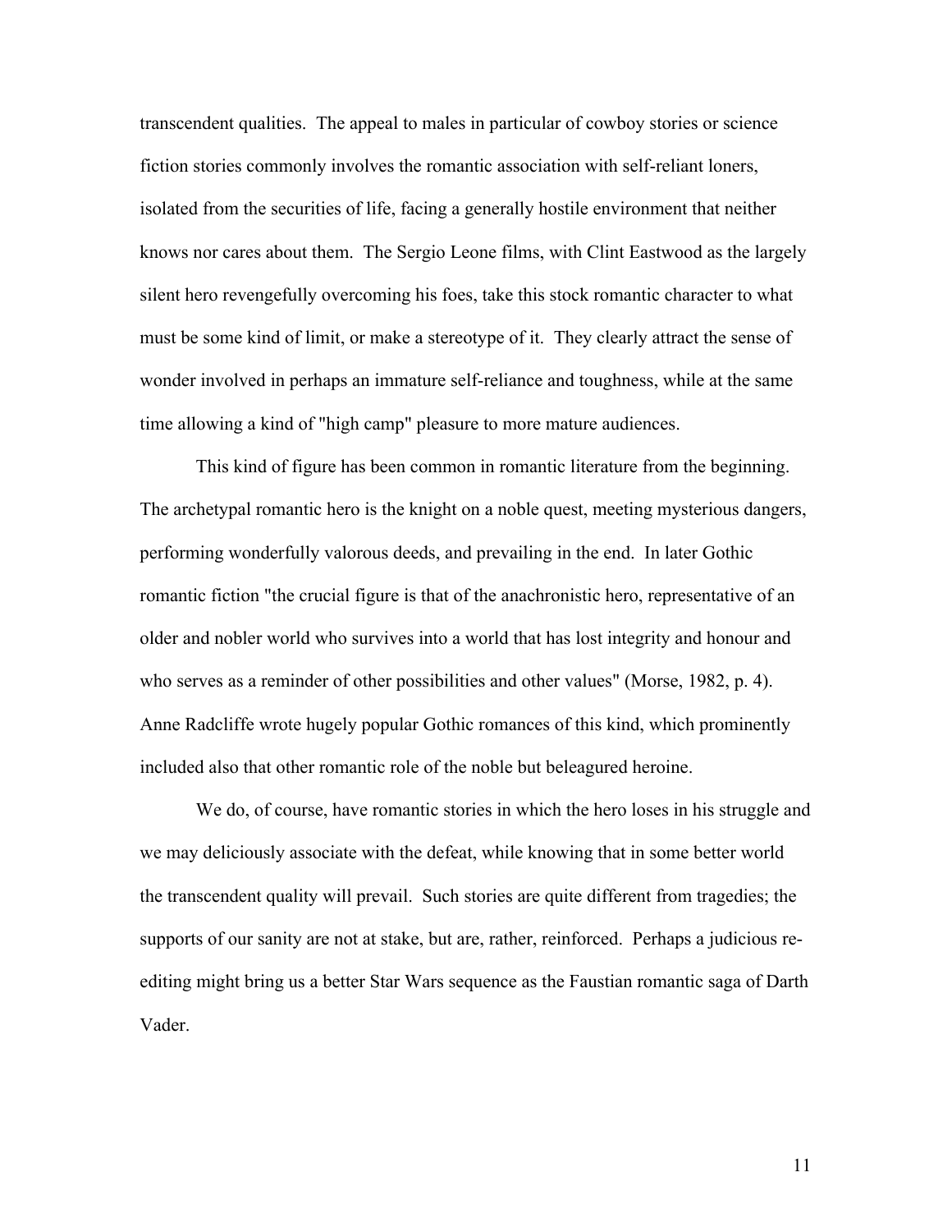transcendent qualities. The appeal to males in particular of cowboy stories or science fiction stories commonly involves the romantic association with self-reliant loners, isolated from the securities of life, facing a generally hostile environment that neither knows nor cares about them. The Sergio Leone films, with Clint Eastwood as the largely silent hero revengefully overcoming his foes, take this stock romantic character to what must be some kind of limit, or make a stereotype of it. They clearly attract the sense of wonder involved in perhaps an immature self-reliance and toughness, while at the same time allowing a kind of "high camp" pleasure to more mature audiences.

This kind of figure has been common in romantic literature from the beginning. The archetypal romantic hero is the knight on a noble quest, meeting mysterious dangers, performing wonderfully valorous deeds, and prevailing in the end. In later Gothic romantic fiction "the crucial figure is that of the anachronistic hero, representative of an older and nobler world who survives into a world that has lost integrity and honour and who serves as a reminder of other possibilities and other values" (Morse, 1982, p. 4). Anne Radcliffe wrote hugely popular Gothic romances of this kind, which prominently included also that other romantic role of the noble but beleagured heroine.

We do, of course, have romantic stories in which the hero loses in his struggle and we may deliciously associate with the defeat, while knowing that in some better world the transcendent quality will prevail. Such stories are quite different from tragedies; the supports of our sanity are not at stake, but are, rather, reinforced. Perhaps a judicious re-editing might bring us a better Star Wars sequence as the Faustian romantic saga of Darth Vader.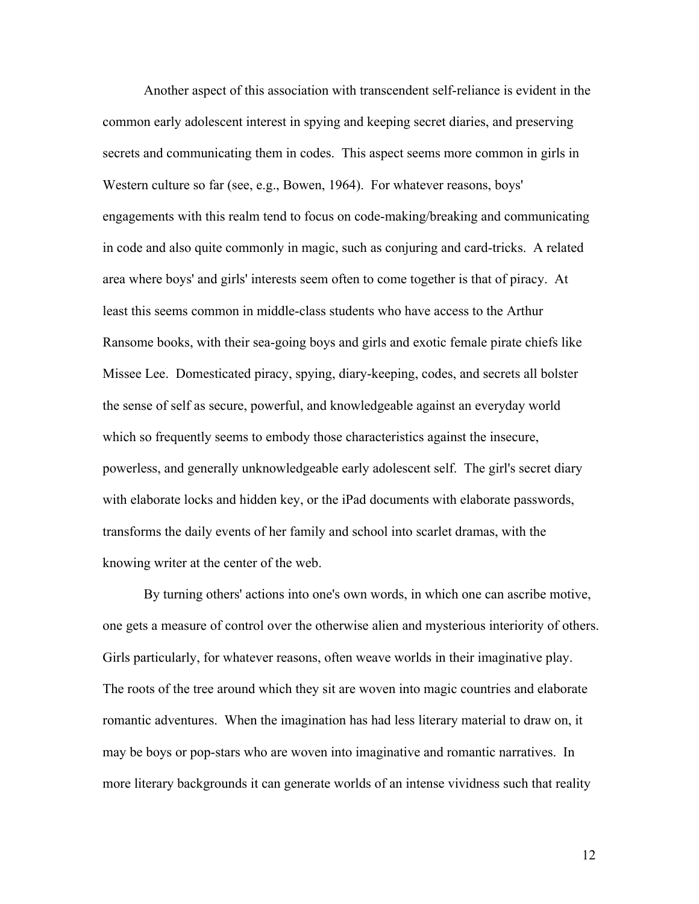Another aspect of this association with transcendent self-reliance is evident in the common early adolescent interest in spying and keeping secret diaries, and preserving secrets and communicating them in codes. This aspect seems more common in girls in Western culture so far (see, e.g., Bowen, 1964). For whatever reasons, boys' engagements with this realm tend to focus on code-making/breaking and communicating in code and also quite commonly in magic, such as conjuring and card-tricks. A related area where boys' and girls' interests seem often to come together is that of piracy. At least this seems common in middle-class students who have access to the Arthur Ransome books, with their sea-going boys and girls and exotic female pirate chiefs like Missee Lee. Domesticated piracy, spying, diary-keeping, codes, and secrets all bolster the sense of self as secure, powerful, and knowledgeable against an everyday world which so frequently seems to embody those characteristics against the insecure, powerless, and generally unknowledgeable early adolescent self. The girl's secret diary with elaborate locks and hidden key, or the iPad documents with elaborate passwords, transforms the daily events of her family and school into scarlet dramas, with the knowing writer at the center of the web.

By turning others' actions into one's own words, in which one can ascribe motive, one gets a measure of control over the otherwise alien and mysterious interiority of others. Girls particularly, for whatever reasons, often weave worlds in their imaginative play. The roots of the tree around which they sit are woven into magic countries and elaborate romantic adventures. When the imagination has had less literary material to draw on, it may be boys or pop-stars who are woven into imaginative and romantic narratives. In more literary backgrounds it can generate worlds of an intense vividness such that reality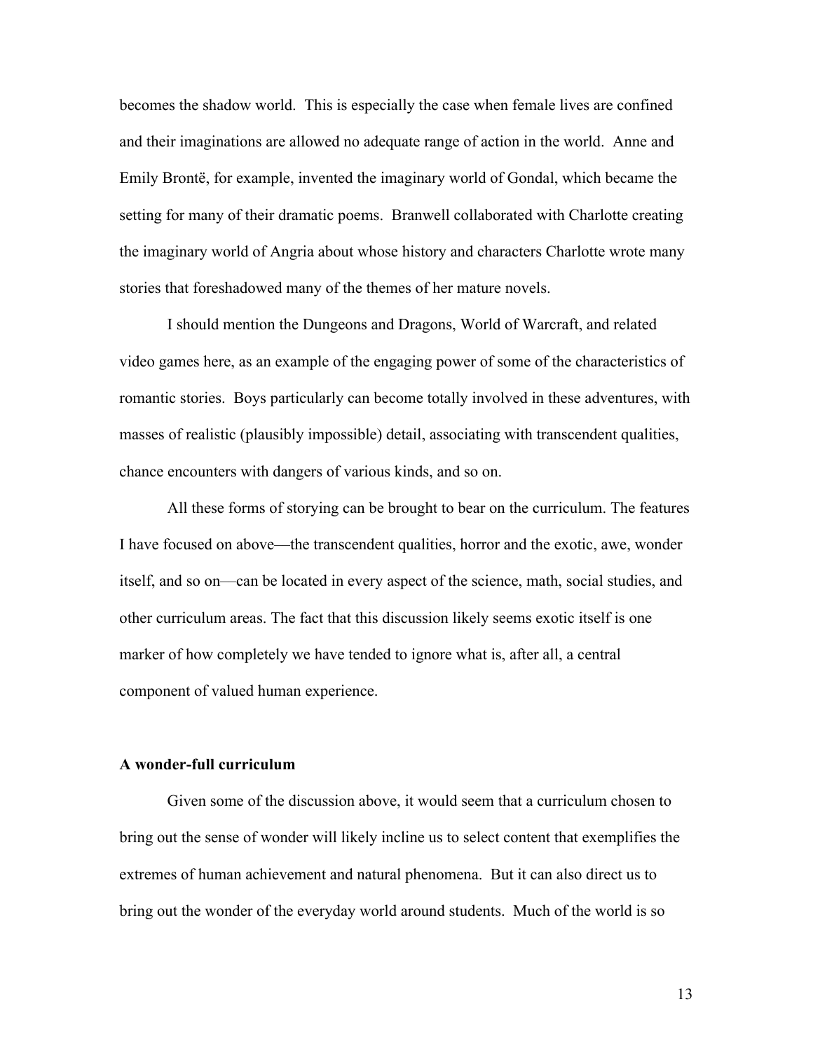becomes the shadow world. This is especially the case when female lives are confined and their imaginations are allowed no adequate range of action in the world. Anne and Emily Brontë, for example, invented the imaginary world of Gondal, which became the setting for many of their dramatic poems. Branwell collaborated with Charlotte creating the imaginary world of Angria about whose history and characters Charlotte wrote many stories that foreshadowed many of the themes of her mature novels.

I should mention the Dungeons and Dragons, World of Warcraft, and related video games here, as an example of the engaging power of some of the characteristics of romantic stories. Boys particularly can become totally involved in these adventures, with masses of realistic (plausibly impossible) detail, associating with transcendent qualities, chance encounters with dangers of various kinds, and so on.

All these forms of storying can be brought to bear on the curriculum. The features I have focused on above—the transcendent qualities, horror and the exotic, awe, wonder itself, and so on—can be located in every aspect of the science, math, social studies, and other curriculum areas. The fact that this discussion likely seems exotic itself is one marker of how completely we have tended to ignore what is, after all, a central component of valued human experience.

**A wonder-full curriculum**

Given some of the discussion above, it would seem that a curriculum chosen to bring out the sense of wonder will likely incline us to select content that exemplifies the extremes of human achievement and natural phenomena. But it can also direct us to bring out the wonder of the everyday world around students. Much of the world is so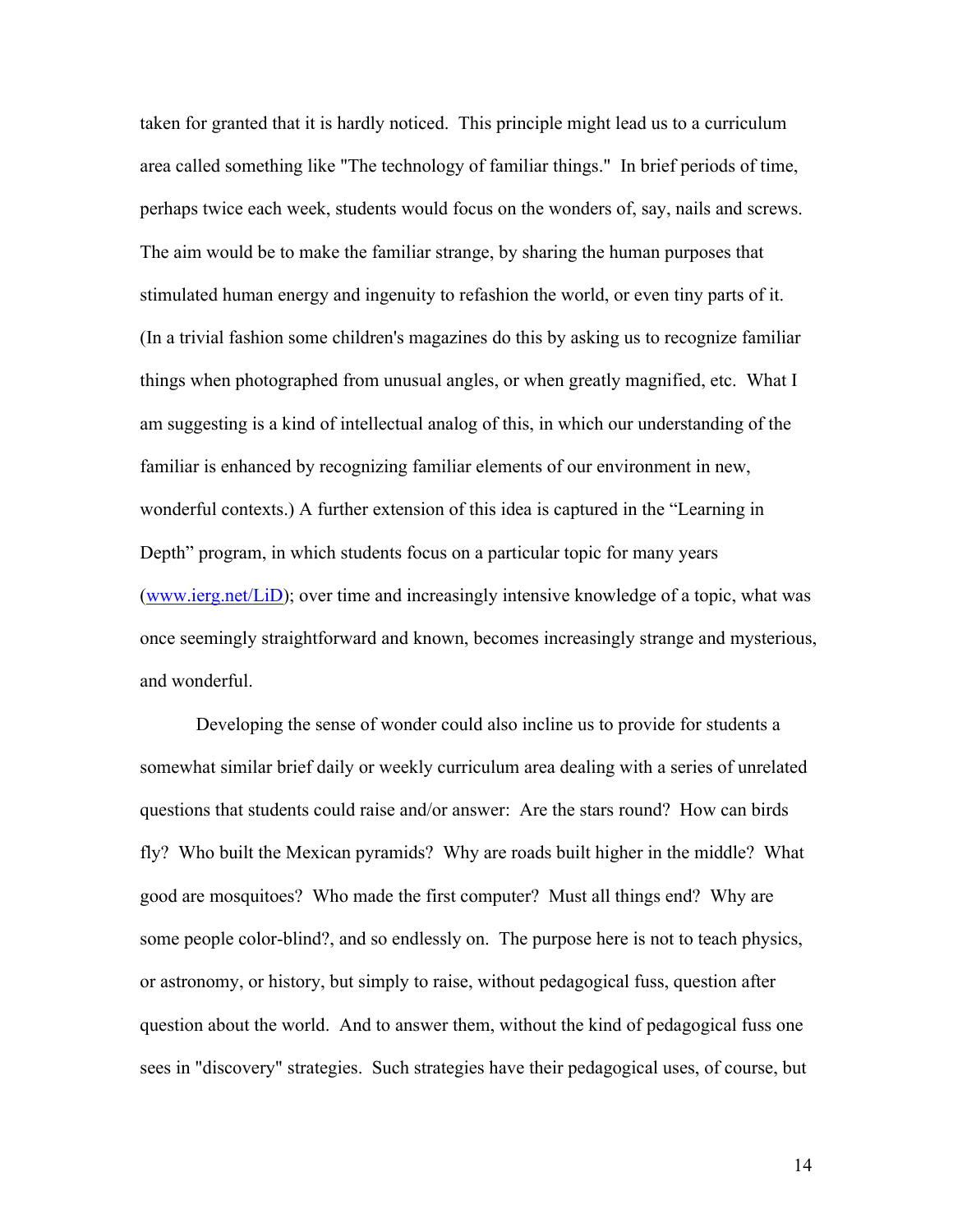taken for granted that it is hardly noticed. This principle might lead us to a curriculum area called something like "The technology of familiar things." In brief periods of time, perhaps twice each week, students would focus on the wonders of, say, nails and screws. The aim would be to make the familiar strange, by sharing the human purposes that stimulated human energy and ingenuity to refashion the world, or even tiny parts of it. (In a trivial fashion some children's magazines do this by asking us to recognize familiar things when photographed from unusual angles, or when greatly magnified, etc. What I am suggesting is a kind of intellectual analog of this, in which our understanding of the familiar is enhanced by recognizing familiar elements of our environment in new, wonderful contexts.) A further extension of this idea is captured in the "Learning in Depth" program, in which students focus on a particular topic for many years ([www.ierg.net/LiD](www.ierg.net/LiD)); over time and increasingly intensive knowledge of a topic, what was once seemingly straightforward and known, becomes increasingly strange and mysterious, and wonderful.

Developing the sense of wonder could also incline us to provide for students a somewhat similar brief daily or weekly curriculum area dealing with a series of unrelated questions that students could raise and/or answer: Are the stars round? How can birds fly? Who built the Mexican pyramids? Why are roads built higher in the middle? What good are mosquitoes? Who made the first computer? Must all things end? Why are some people color-blind?, and so endlessly on. The purpose here is not to teach physics, or astronomy, or history, but simply to raise, without pedagogical fuss, question after question about the world. And to answer them, without the kind of pedagogical fuss one sees in "discovery" strategies. Such strategies have their pedagogical uses, of course, but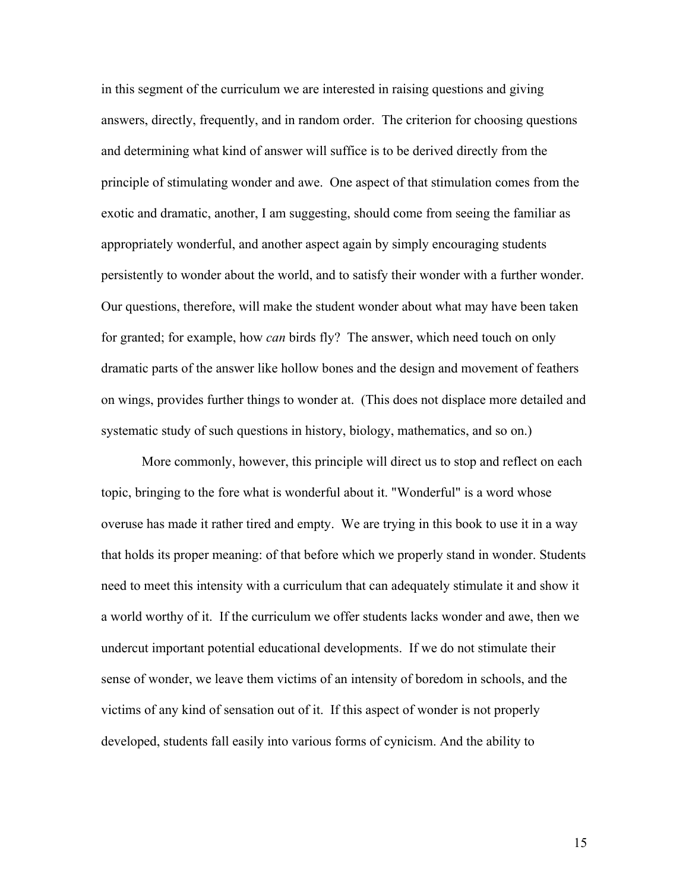in this segment of the curriculum we are interested in raising questions and giving answers, directly, frequently, and in random order. The criterion for choosing questions and determining what kind of answer will suffice is to be derived directly from the principle of stimulating wonder and awe. One aspect of that stimulation comes from the exotic and dramatic, another, I am suggesting, should come from seeing the familiar as appropriately wonderful, and another aspect again by simply encouraging students persistently to wonder about the world, and to satisfy their wonder with a further wonder. Our questions, therefore, will make the student wonder about what may have been taken for granted; for example, how *can* birds fly? The answer, which need touch on only dramatic parts of the answer like hollow bones and the design and movement of feathers on wings, provides further things to wonder at. (This does not displace more detailed and systematic study of such questions in history, biology, mathematics, and so on.)

More commonly, however, this principle will direct us to stop and reflect on each topic, bringing to the fore what is wonderful about it. "Wonderful" is a word whose overuse has made it rather tired and empty. We are trying in this book to use it in a way that holds its proper meaning: of that before which we properly stand in wonder. Students need to meet this intensity with a curriculum that can adequately stimulate it and show it a world worthy of it. If the curriculum we offer students lacks wonder and awe, then we undercut important potential educational developments. If we do not stimulate their sense of wonder, we leave them victims of an intensity of boredom in schools, and the victims of any kind of sensation out of it. If this aspect of wonder is not properly developed, students fall easily into various forms of cynicism. And the ability to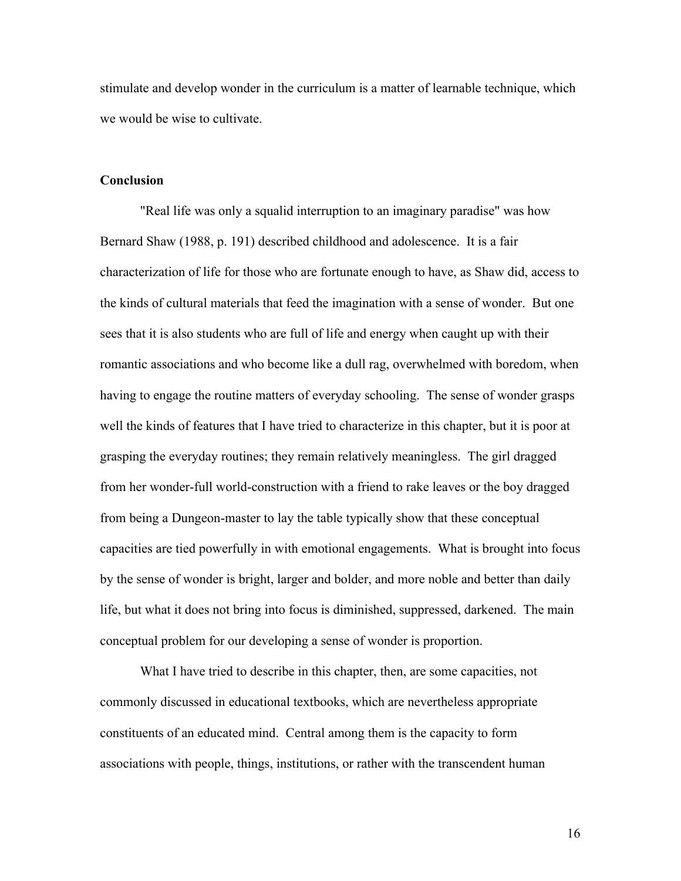stimulate and develop wonder in the curriculum is a matter of learnable technique, which we would be wise to cultivate.

**Conclusion**

"Real life was only a squalid interruption to an imaginary paradise" was how Bernard Shaw (1988, p. 191) described childhood and adolescence. It is a fair characterization of life for those who are fortunate enough to have, as Shaw did, access to the kinds of cultural materials that feed the imagination with a sense of wonder. But one sees that it is also students who are full of life and energy when caught up with their romantic associations and who become like a dull rag, overwhelmed with boredom, when having to engage the routine matters of everyday schooling. The sense of wonder grasps well the kinds of features that I have tried to characterize in this chapter, but it is poor at grasping the everyday routines; they remain relatively meaningless. The girl dragged from her wonder-full world-construction with a friend to rake leaves or the boy dragged from being a Dungeon-master to lay the table typically show that these conceptual capacities are tied powerfully in with emotional engagements. What is brought into focus by the sense of wonder is bright, larger and bolder, and more noble and better than daily life, but what it does not bring into focus is diminished, suppressed, darkened. The main conceptual problem for our developing a sense of wonder is proportion.

What I have tried to describe in this chapter, then, are some capacities, not commonly discussed in educational textbooks, which are nevertheless appropriate constituents of an educated mind. Central among them is the capacity to form associations with people, things, institutions, or rather with the transcendent human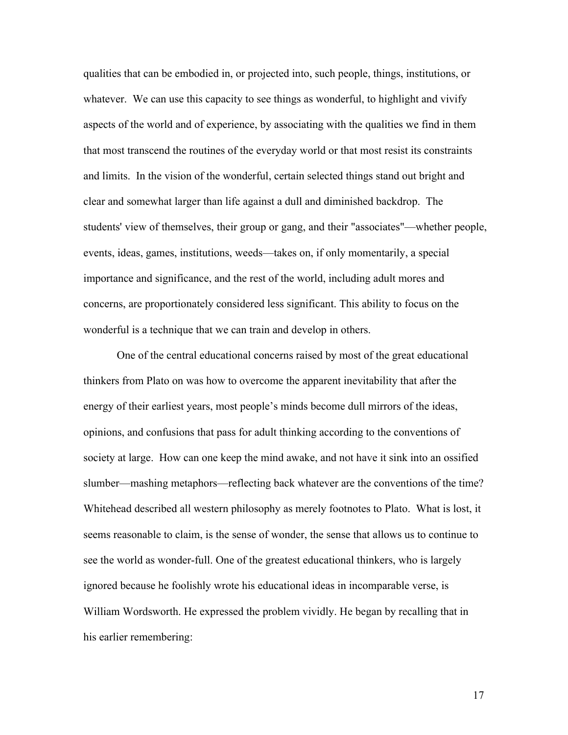qualities that can be embodied in, or projected into, such people, things, institutions, or whatever. We can use this capacity to see things as wonderful, to highlight and vivify aspects of the world and of experience, by associating with the qualities we find in them that most transcend the routines of the everyday world or that most resist its constraints and limits. In the vision of the wonderful, certain selected things stand out bright and clear and somewhat larger than life against a dull and diminished backdrop. The students' view of themselves, their group or gang, and their "associates"—whether people, events, ideas, games, institutions, weeds—takes on, if only momentarily, a special importance and significance, and the rest of the world, including adult mores and concerns, are proportionately considered less significant. This ability to focus on the wonderful is a technique that we can train and develop in others.

One of the central educational concerns raised by most of the great educational thinkers from Plato on was how to overcome the apparent inevitability that after the energy of their earliest years, most people's minds become dull mirrors of the ideas, opinions, and confusions that pass for adult thinking according to the conventions of society at large. How can one keep the mind awake, and not have it sink into an ossified slumber—mashing metaphors—reflecting back whatever are the conventions of the time? Whitehead described all western philosophy as merely footnotes to Plato. What is lost, it seems reasonable to claim, is the sense of wonder, the sense that allows us to continue to see the world as wonder-full. One of the greatest educational thinkers, who is largely ignored because he foolishly wrote his educational ideas in incomparable verse, is William Wordsworth. He expressed the problem vividly. He began by recalling that in his earlier remembering: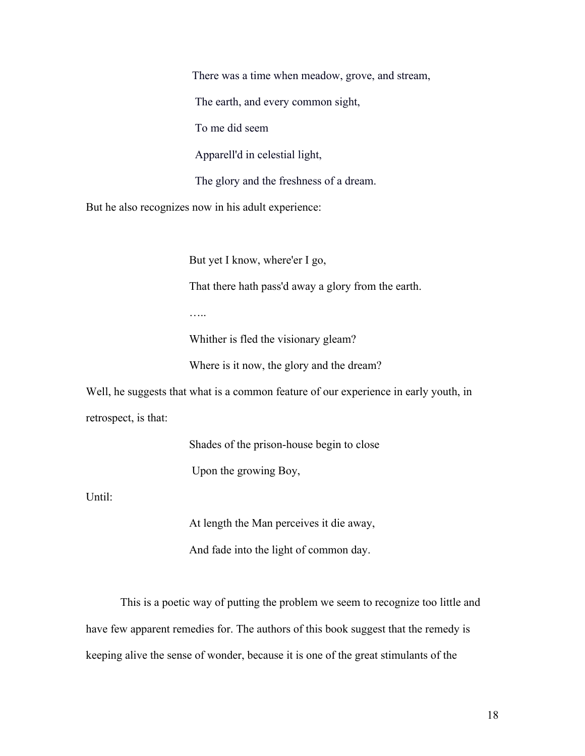> There was a time when meadow, grove, and stream,
>
> The earth, and every common sight,
>
> To me did seem
>
> Apparell'd in celestial light,
>
> The glory and the freshness of a dream.

But he also recognizes now in his adult experience:

> But yet I know, where'er I go,
>
> That there hath pass'd away a glory from the earth.
>
> …..
>
> Whither is fled the visionary gleam?
>
> Where is it now, the glory and the dream?

Well, he suggests that what is a common feature of our experience in early youth, in retrospect, is that:

> Shades of the prison-house begin to close
>
> Upon the growing Boy,

Until:

> At length the Man perceives it die away,
>
> And fade into the light of common day.

This is a poetic way of putting the problem we seem to recognize too little and have few apparent remedies for. The authors of this book suggest that the remedy is keeping alive the sense of wonder, because it is one of the great stimulants of the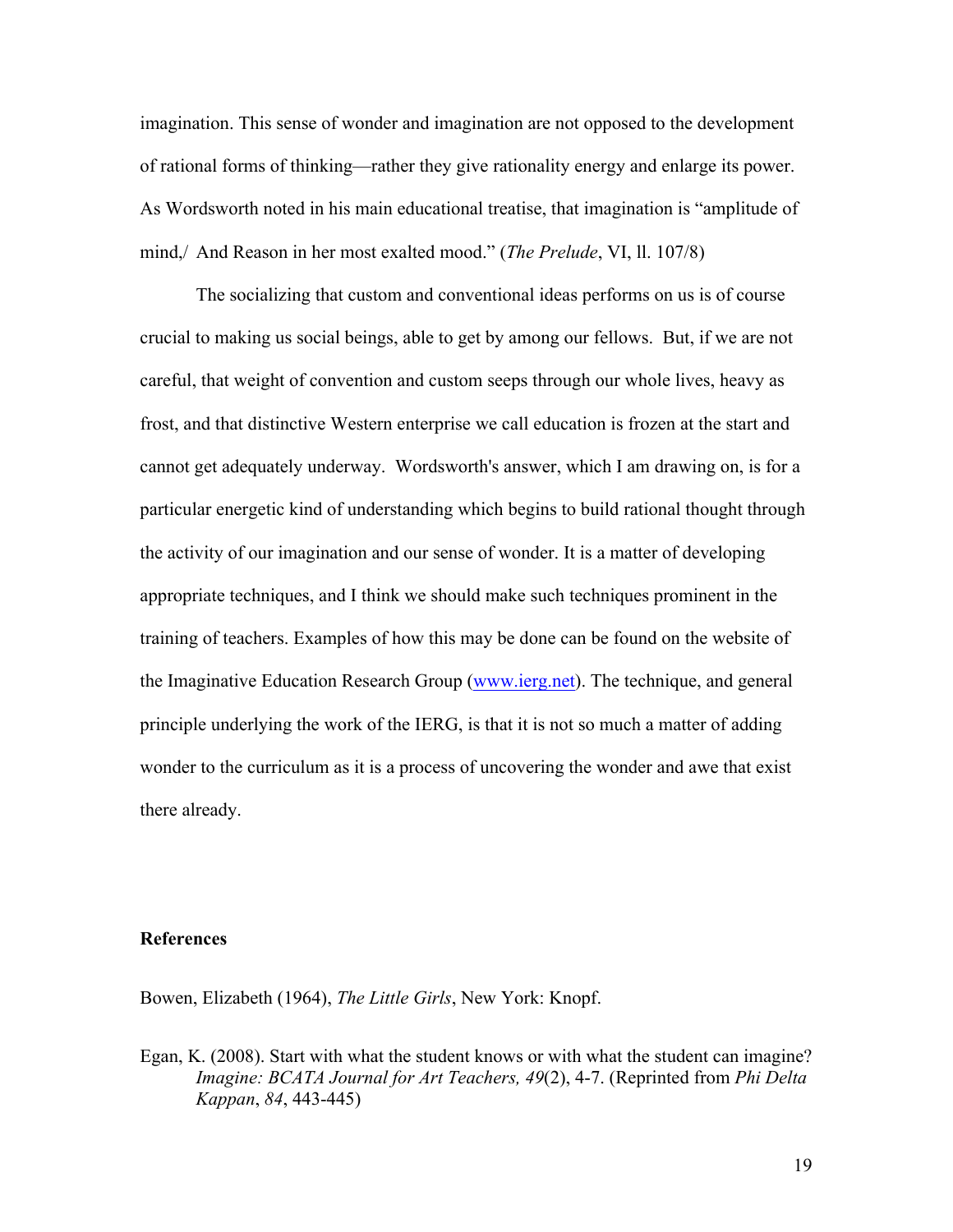imagination. This sense of wonder and imagination are not opposed to the development of rational forms of thinking—rather they give rationality energy and enlarge its power. As Wordsworth noted in his main educational treatise, that imagination is "amplitude of mind,/ And Reason in her most exalted mood." (*The Prelude*, VI, ll. 107/8)

The socializing that custom and conventional ideas performs on us is of course crucial to making us social beings, able to get by among our fellows. But, if we are not careful, that weight of convention and custom seeps through our whole lives, heavy as frost, and that distinctive Western enterprise we call education is frozen at the start and cannot get adequately underway. Wordsworth's answer, which I am drawing on, is for a particular energetic kind of understanding which begins to build rational thought through the activity of our imagination and our sense of wonder. It is a matter of developing appropriate techniques, and I think we should make such techniques prominent in the training of teachers. Examples of how this may be done can be found on the website of the Imaginative Education Research Group (www.ierg.net). The technique, and general principle underlying the work of the IERG, is that it is not so much a matter of adding wonder to the curriculum as it is a process of uncovering the wonder and awe that exist there already.

**References**

Bowen, Elizabeth (1964), *The Little Girls*, New York: Knopf.

Egan, K. (2008). Start with what the student knows or with what the student can imagine? *Imagine: BCATA Journal for Art Teachers, 49*(2), 4-7. (Reprinted from *Phi Delta Kappan*, *84*, 443-445)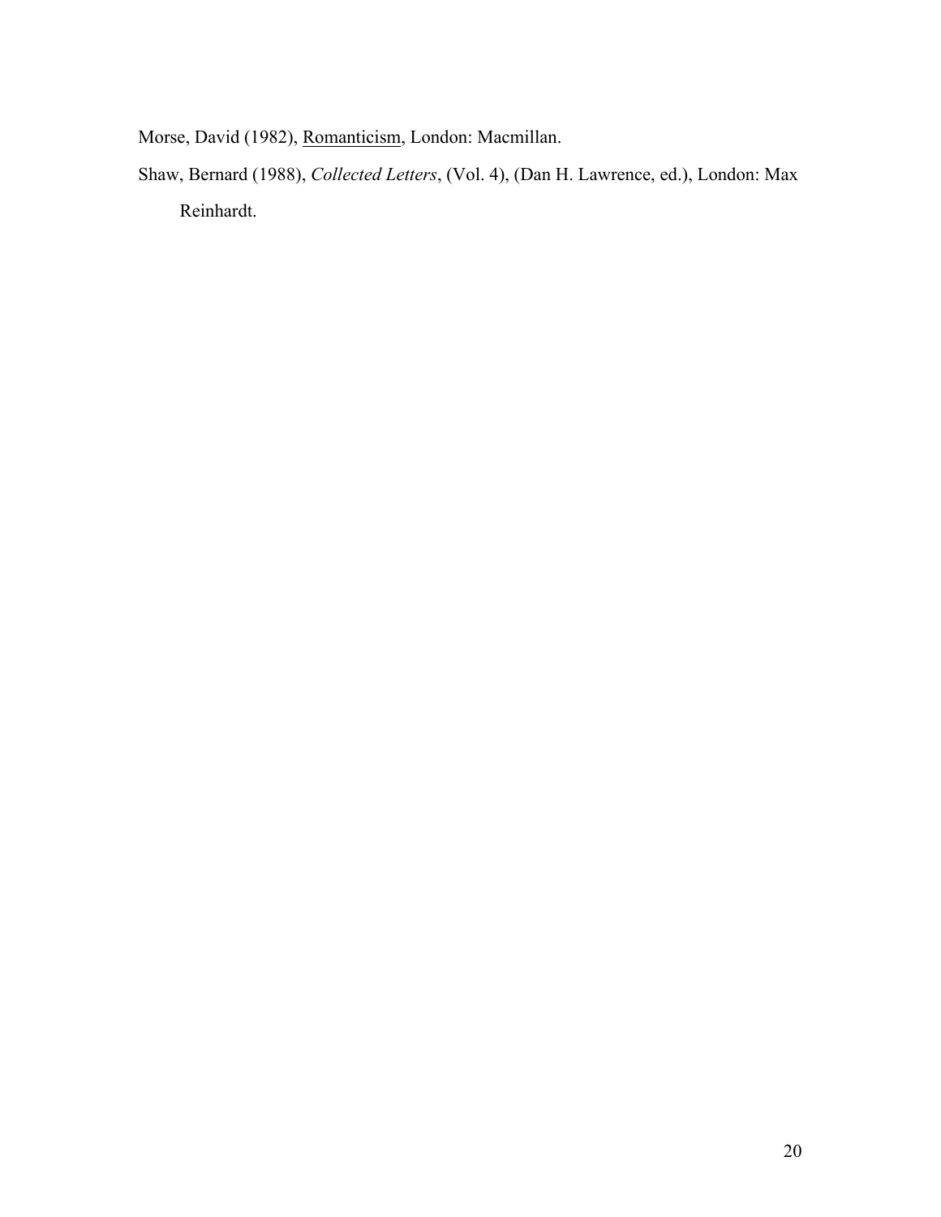Morse, David (1982), Romanticism, London: Macmillan.

Shaw, Bernard (1988), *Collected Letters*, (Vol. 4), (Dan H. Lawrence, ed.), London: Max Reinhardt.